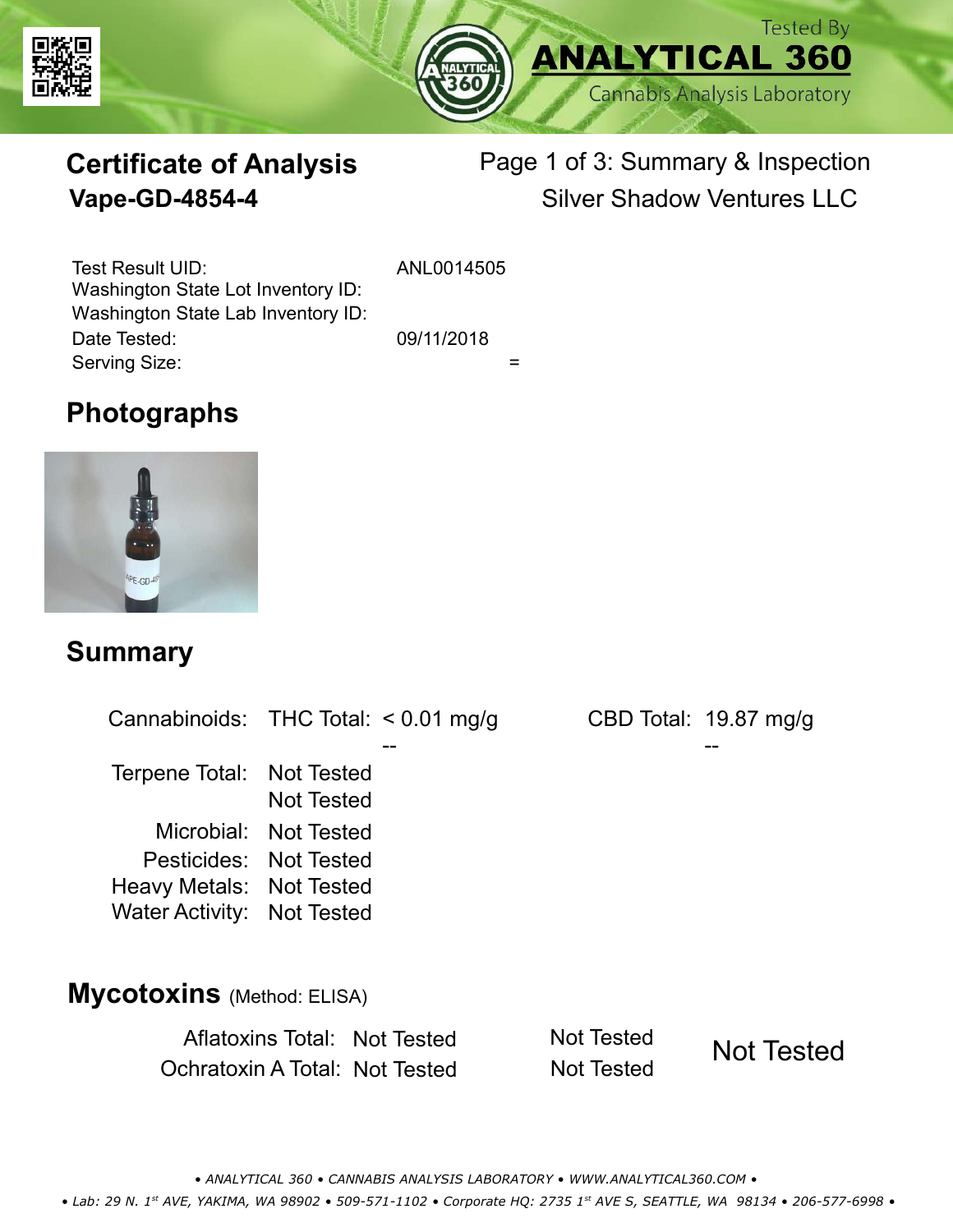Tested By
**ANALYTICAL 360**
Cannabis Analysis Laboratory

# Certificate of Analysis
**Vape-GD-4854-4**

Page 1 of 3: Summary & Inspection
Silver Shadow Ventures LLC

| | |
|---|---|
| Test Result UID: | ANL0014505 |
| Washington State Lot Inventory ID: | |
| Washington State Lab Inventory ID: | |
| Date Tested: | 09/11/2018 |
| Serving Size: | = |

## Photographs

## Summary

| | | | | |
|---|---|---|---|---|
| Cannabinoids: | THC Total: | < 0.01 mg/g | CBD Total: | 19.87 mg/g |
| | | -- | | -- |
| Terpene Total: | Not Tested | | | |
| | Not Tested | | | |
| Microbial: | Not Tested | | | |
| Pesticides: | Not Tested | | | |
| Heavy Metals: | Not Tested | | | |
| Water Activity: | Not Tested | | | |

## Mycotoxins (Method: ELISA)

| | | | |
|---|---|---|---|
| Aflatoxins Total: | Not Tested | Not Tested | Not Tested |
| Ochratoxin A Total: | Not Tested | Not Tested | |

• ANALYTICAL 360 • CANNABIS ANALYSIS LABORATORY • WWW.ANALYTICAL360.COM •

• Lab: 29 N. 1st AVE, YAKIMA, WA 98902 • 509-571-1102 • Corporate HQ: 2735 1st AVE S, SEATTLE, WA 98134 • 206-577-6998 •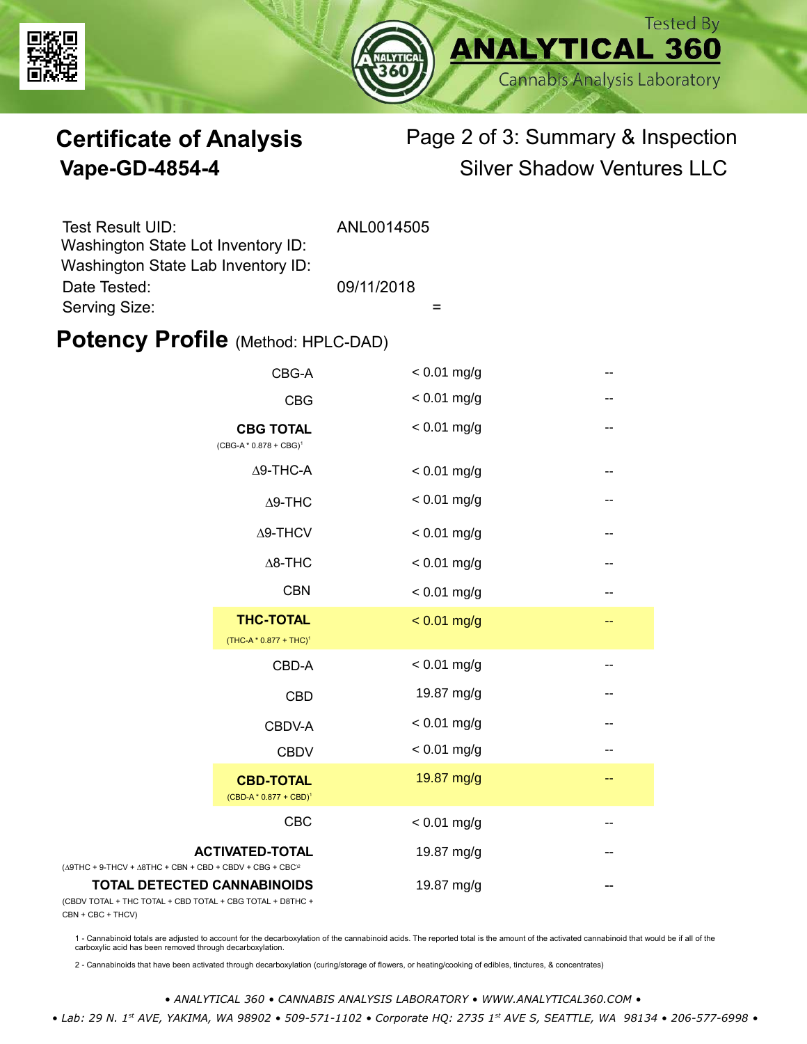Tested By **ANALYTICAL 360** Cannabis Analysis Laboratory

# Certificate of Analysis

## Vape-GD-4854-4

Page 2 of 3: Summary & Inspection
Silver Shadow Ventures LLC

| | |
|---|---|
| Test Result UID: | ANL0014505 |
| Washington State Lot Inventory ID: | |
| Washington State Lab Inventory ID: | |
| Date Tested: | 09/11/2018 |
| Serving Size: | = |

## Potency Profile (Method: HPLC-DAD)

| Cannabinoid | Result | |
|---|---|---|
| CBG-A | < 0.01 mg/g | -- |
| CBG | < 0.01 mg/g | -- |
| **CBG TOTAL** (CBG-A * 0.878 + CBG)[1] | < 0.01 mg/g | -- |
| Δ9-THC-A | < 0.01 mg/g | -- |
| Δ9-THC | < 0.01 mg/g | -- |
| Δ9-THCV | < 0.01 mg/g | -- |
| Δ8-THC | < 0.01 mg/g | -- |
| CBN | < 0.01 mg/g | -- |
| **THC-TOTAL** (THC-A * 0.877 + THC)[1] | < 0.01 mg/g | -- |
| CBD-A | < 0.01 mg/g | -- |
| CBD | 19.87 mg/g | -- |
| CBDV-A | < 0.01 mg/g | -- |
| CBDV | < 0.01 mg/g | -- |
| **CBD-TOTAL** (CBD-A * 0.877 + CBD)[1] | 19.87 mg/g | -- |
| CBC | < 0.01 mg/g | -- |
| **ACTIVATED-TOTAL** (Δ9THC + 9-THCV + Δ8THC + CBN + CBD + CBDV + CBG + CBC[2] | 19.87 mg/g | -- |
| **TOTAL DETECTED CANNABINOIDS** (CBDV TOTAL + THC TOTAL + CBD TOTAL + CBG TOTAL + D8THC + CBN + CBC + THCV) | 19.87 mg/g | -- |

1 - Cannabinoid totals are adjusted to account for the decarboxylation of the cannabinoid acids. The reported total is the amount of the activated cannabinoid that would be if all of the carboxylic acid has been removed through decarboxylation.

2 - Cannabinoids that have been activated through decarboxylation (curing/storage of flowers, or heating/cooking of edibles, tinctures, & concentrates)

*• ANALYTICAL 360 • CANNABIS ANALYSIS LABORATORY • WWW.ANALYTICAL360.COM •*

*• Lab: 29 N. 1st AVE, YAKIMA, WA 98902 • 509-571-1102 • Corporate HQ: 2735 1st AVE S, SEATTLE, WA 98134 • 206-577-6998 •*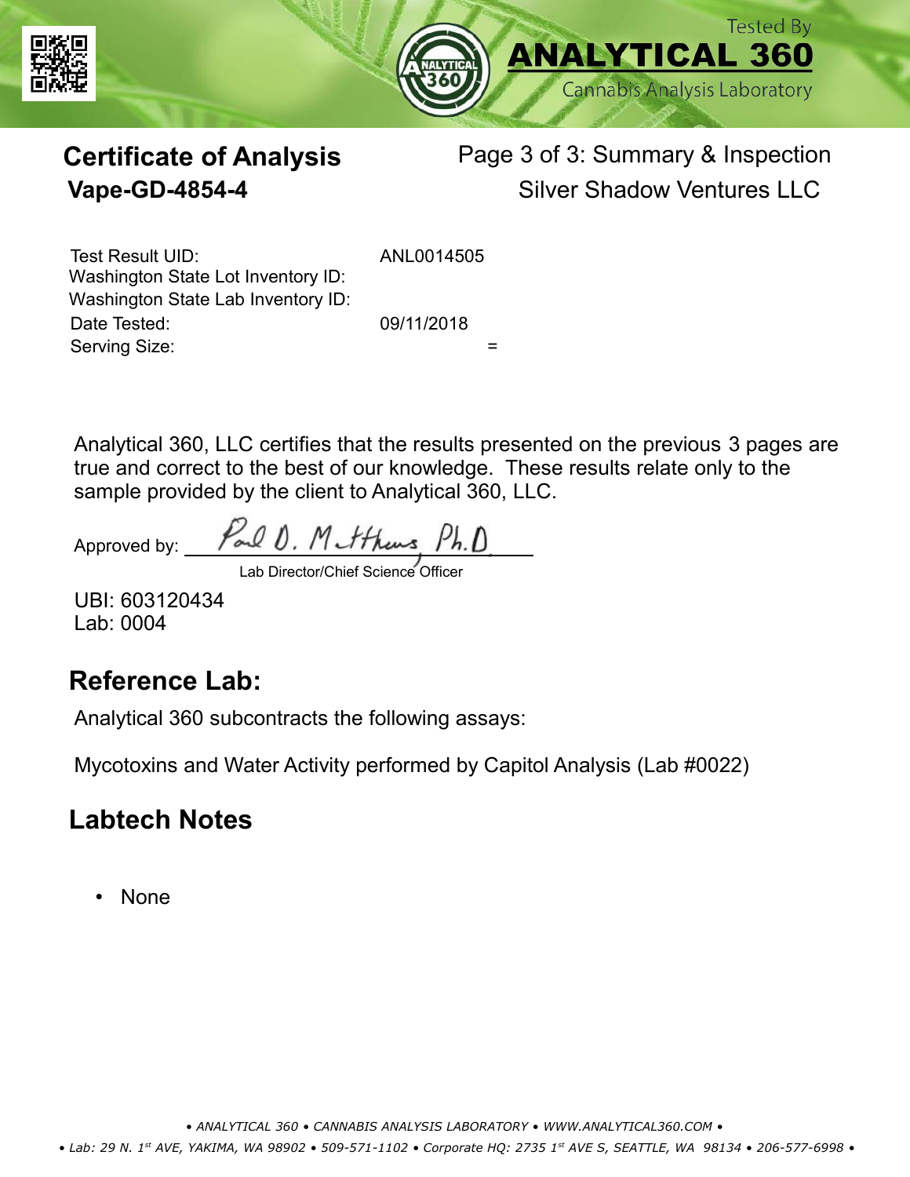Tested By
**ANALYTICAL 360**
Cannabis Analysis Laboratory

# Certificate of Analysis

**Vape-GD-4854-4**

Page 3 of 3: Summary & Inspection
Silver Shadow Ventures LLC

| | |
|---|---|
| Test Result UID: | ANL0014505 |
| Washington State Lot Inventory ID: | |
| Washington State Lab Inventory ID: | |
| Date Tested: | 09/11/2018 |
| Serving Size: | = |

Analytical 360, LLC certifies that the results presented on the previous 3 pages are true and correct to the best of our knowledge. These results relate only to the sample provided by the client to Analytical 360, LLC.

Approved by: Paul D. Matthews, Ph.D
Lab Director/Chief Science Officer

UBI: 603120434
Lab: 0004

## Reference Lab:

Analytical 360 subcontracts the following assays:

Mycotoxins and Water Activity performed by Capitol Analysis (Lab #0022)

## Labtech Notes

- None